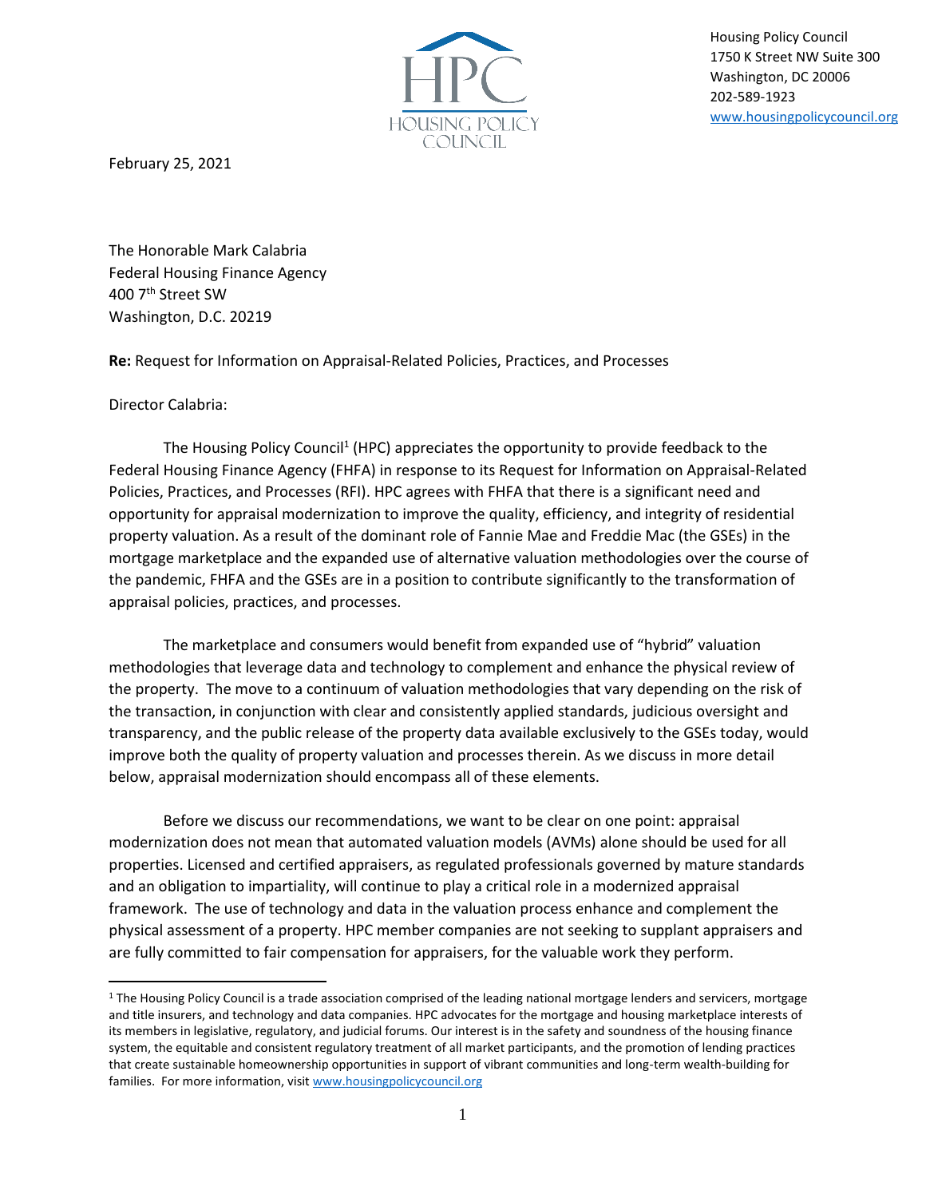Housing Policy Council
1750 K Street NW Suite 300
Washington, DC 20006
202-589-1923
www.housingpolicycouncil.org

February 25, 2021

The Honorable Mark Calabria
Federal Housing Finance Agency
400 7th Street SW
Washington, D.C. 20219

**Re:** Request for Information on Appraisal-Related Policies, Practices, and Processes

Director Calabria:

The Housing Policy Council[1] (HPC) appreciates the opportunity to provide feedback to the Federal Housing Finance Agency (FHFA) in response to its Request for Information on Appraisal-Related Policies, Practices, and Processes (RFI). HPC agrees with FHFA that there is a significant need and opportunity for appraisal modernization to improve the quality, efficiency, and integrity of residential property valuation. As a result of the dominant role of Fannie Mae and Freddie Mac (the GSEs) in the mortgage marketplace and the expanded use of alternative valuation methodologies over the course of the pandemic, FHFA and the GSEs are in a position to contribute significantly to the transformation of appraisal policies, practices, and processes.

The marketplace and consumers would benefit from expanded use of "hybrid" valuation methodologies that leverage data and technology to complement and enhance the physical review of the property. The move to a continuum of valuation methodologies that vary depending on the risk of the transaction, in conjunction with clear and consistently applied standards, judicious oversight and transparency, and the public release of the property data available exclusively to the GSEs today, would improve both the quality of property valuation and processes therein. As we discuss in more detail below, appraisal modernization should encompass all of these elements.

Before we discuss our recommendations, we want to be clear on one point: appraisal modernization does not mean that automated valuation models (AVMs) alone should be used for all properties. Licensed and certified appraisers, as regulated professionals governed by mature standards and an obligation to impartiality, will continue to play a critical role in a modernized appraisal framework. The use of technology and data in the valuation process enhance and complement the physical assessment of a property. HPC member companies are not seeking to supplant appraisers and are fully committed to fair compensation for appraisers, for the valuable work they perform.

[1] The Housing Policy Council is a trade association comprised of the leading national mortgage lenders and servicers, mortgage and title insurers, and technology and data companies. HPC advocates for the mortgage and housing marketplace interests of its members in legislative, regulatory, and judicial forums. Our interest is in the safety and soundness of the housing finance system, the equitable and consistent regulatory treatment of all market participants, and the promotion of lending practices that create sustainable homeownership opportunities in support of vibrant communities and long-term wealth-building for families. For more information, visit www.housingpolicycouncil.org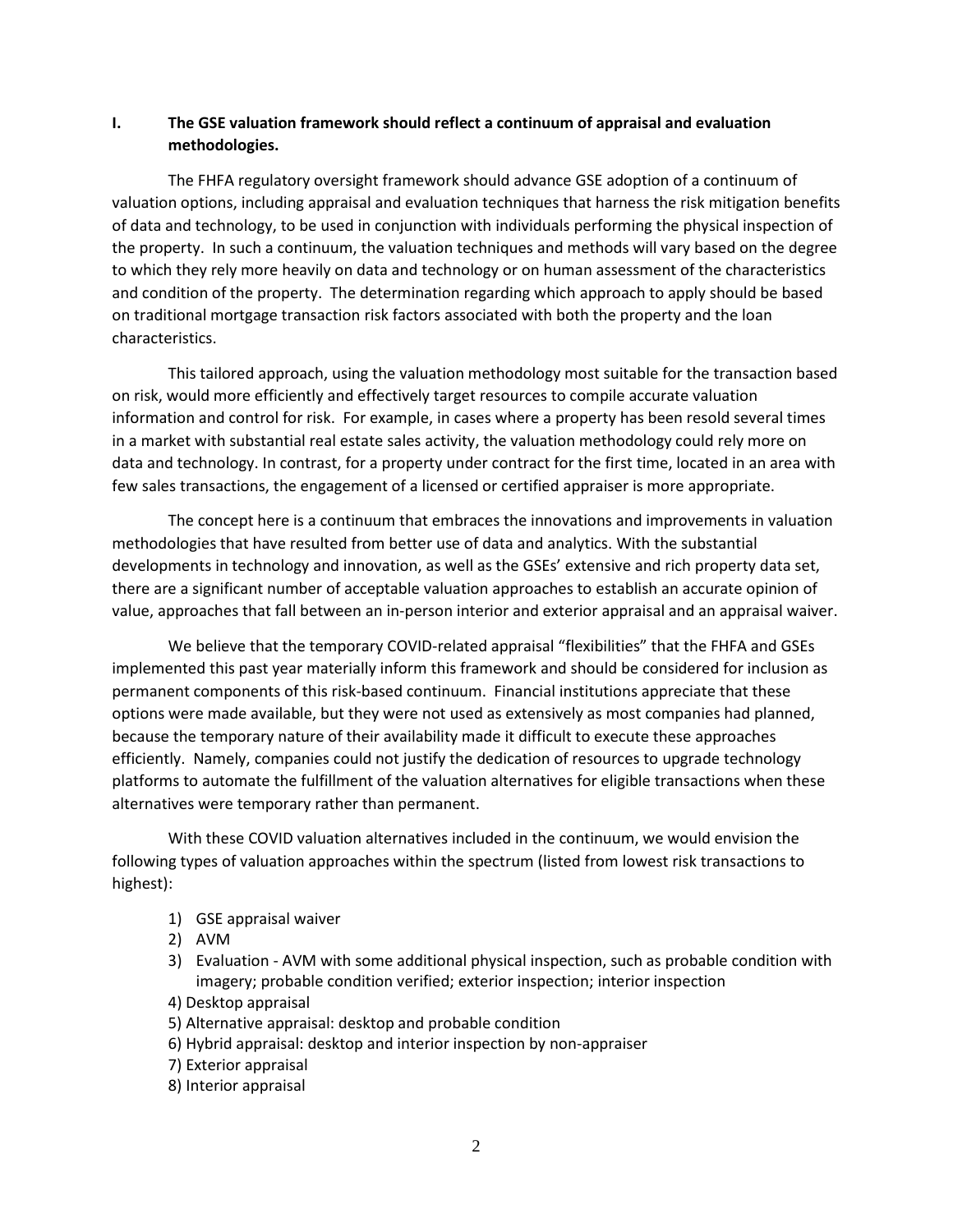## I. The GSE valuation framework should reflect a continuum of appraisal and evaluation methodologies.

The FHFA regulatory oversight framework should advance GSE adoption of a continuum of valuation options, including appraisal and evaluation techniques that harness the risk mitigation benefits of data and technology, to be used in conjunction with individuals performing the physical inspection of the property. In such a continuum, the valuation techniques and methods will vary based on the degree to which they rely more heavily on data and technology or on human assessment of the characteristics and condition of the property. The determination regarding which approach to apply should be based on traditional mortgage transaction risk factors associated with both the property and the loan characteristics.

This tailored approach, using the valuation methodology most suitable for the transaction based on risk, would more efficiently and effectively target resources to compile accurate valuation information and control for risk. For example, in cases where a property has been resold several times in a market with substantial real estate sales activity, the valuation methodology could rely more on data and technology. In contrast, for a property under contract for the first time, located in an area with few sales transactions, the engagement of a licensed or certified appraiser is more appropriate.

The concept here is a continuum that embraces the innovations and improvements in valuation methodologies that have resulted from better use of data and analytics. With the substantial developments in technology and innovation, as well as the GSEs' extensive and rich property data set, there are a significant number of acceptable valuation approaches to establish an accurate opinion of value, approaches that fall between an in-person interior and exterior appraisal and an appraisal waiver.

We believe that the temporary COVID-related appraisal "flexibilities" that the FHFA and GSEs implemented this past year materially inform this framework and should be considered for inclusion as permanent components of this risk-based continuum. Financial institutions appreciate that these options were made available, but they were not used as extensively as most companies had planned, because the temporary nature of their availability made it difficult to execute these approaches efficiently. Namely, companies could not justify the dedication of resources to upgrade technology platforms to automate the fulfillment of the valuation alternatives for eligible transactions when these alternatives were temporary rather than permanent.

With these COVID valuation alternatives included in the continuum, we would envision the following types of valuation approaches within the spectrum (listed from lowest risk transactions to highest):

1) GSE appraisal waiver
2) AVM
3) Evaluation - AVM with some additional physical inspection, such as probable condition with imagery; probable condition verified; exterior inspection; interior inspection
4) Desktop appraisal
5) Alternative appraisal: desktop and probable condition
6) Hybrid appraisal: desktop and interior inspection by non-appraiser
7) Exterior appraisal
8) Interior appraisal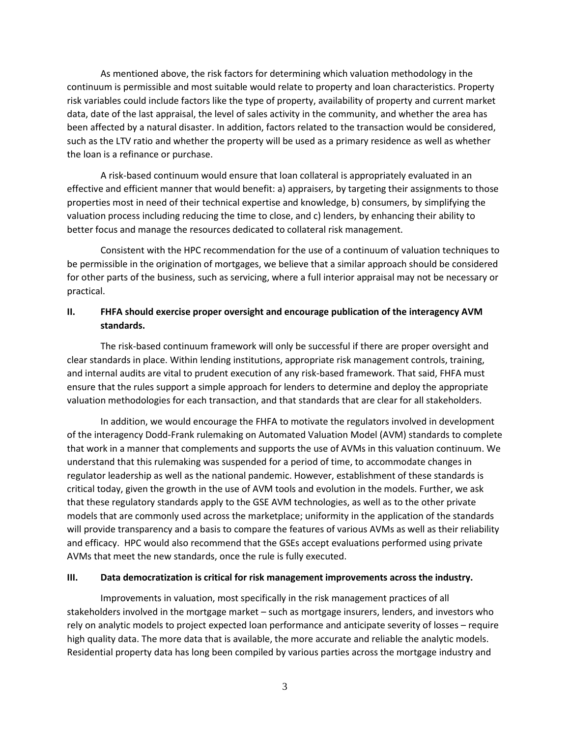As mentioned above, the risk factors for determining which valuation methodology in the continuum is permissible and most suitable would relate to property and loan characteristics. Property risk variables could include factors like the type of property, availability of property and current market data, date of the last appraisal, the level of sales activity in the community, and whether the area has been affected by a natural disaster. In addition, factors related to the transaction would be considered, such as the LTV ratio and whether the property will be used as a primary residence as well as whether the loan is a refinance or purchase.

A risk-based continuum would ensure that loan collateral is appropriately evaluated in an effective and efficient manner that would benefit: a) appraisers, by targeting their assignments to those properties most in need of their technical expertise and knowledge, b) consumers, by simplifying the valuation process including reducing the time to close, and c) lenders, by enhancing their ability to better focus and manage the resources dedicated to collateral risk management.

Consistent with the HPC recommendation for the use of a continuum of valuation techniques to be permissible in the origination of mortgages, we believe that a similar approach should be considered for other parts of the business, such as servicing, where a full interior appraisal may not be necessary or practical.

## II. FHFA should exercise proper oversight and encourage publication of the interagency AVM standards.

The risk-based continuum framework will only be successful if there are proper oversight and clear standards in place. Within lending institutions, appropriate risk management controls, training, and internal audits are vital to prudent execution of any risk-based framework. That said, FHFA must ensure that the rules support a simple approach for lenders to determine and deploy the appropriate valuation methodologies for each transaction, and that standards that are clear for all stakeholders.

In addition, we would encourage the FHFA to motivate the regulators involved in development of the interagency Dodd-Frank rulemaking on Automated Valuation Model (AVM) standards to complete that work in a manner that complements and supports the use of AVMs in this valuation continuum. We understand that this rulemaking was suspended for a period of time, to accommodate changes in regulator leadership as well as the national pandemic. However, establishment of these standards is critical today, given the growth in the use of AVM tools and evolution in the models. Further, we ask that these regulatory standards apply to the GSE AVM technologies, as well as to the other private models that are commonly used across the marketplace; uniformity in the application of the standards will provide transparency and a basis to compare the features of various AVMs as well as their reliability and efficacy. HPC would also recommend that the GSEs accept evaluations performed using private AVMs that meet the new standards, once the rule is fully executed.

## III. Data democratization is critical for risk management improvements across the industry.

Improvements in valuation, most specifically in the risk management practices of all stakeholders involved in the mortgage market – such as mortgage insurers, lenders, and investors who rely on analytic models to project expected loan performance and anticipate severity of losses – require high quality data. The more data that is available, the more accurate and reliable the analytic models. Residential property data has long been compiled by various parties across the mortgage industry and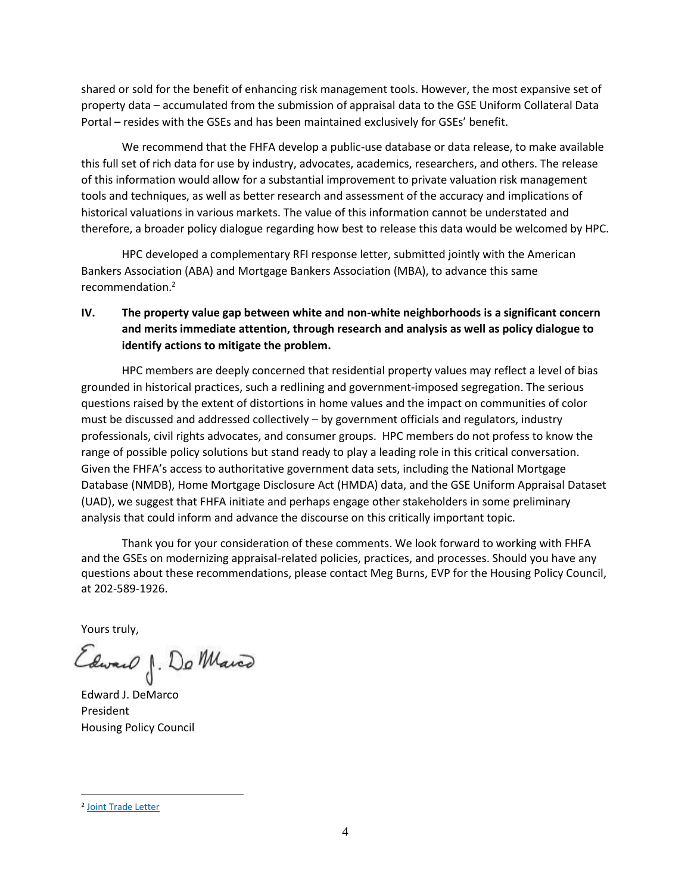shared or sold for the benefit of enhancing risk management tools. However, the most expansive set of property data – accumulated from the submission of appraisal data to the GSE Uniform Collateral Data Portal – resides with the GSEs and has been maintained exclusively for GSEs' benefit.

We recommend that the FHFA develop a public-use database or data release, to make available this full set of rich data for use by industry, advocates, academics, researchers, and others. The release of this information would allow for a substantial improvement to private valuation risk management tools and techniques, as well as better research and assessment of the accuracy and implications of historical valuations in various markets. The value of this information cannot be understated and therefore, a broader policy dialogue regarding how best to release this data would be welcomed by HPC.

HPC developed a complementary RFI response letter, submitted jointly with the American Bankers Association (ABA) and Mortgage Bankers Association (MBA), to advance this same recommendation.[2]

**IV. The property value gap between white and non-white neighborhoods is a significant concern and merits immediate attention, through research and analysis as well as policy dialogue to identify actions to mitigate the problem.**

HPC members are deeply concerned that residential property values may reflect a level of bias grounded in historical practices, such a redlining and government-imposed segregation. The serious questions raised by the extent of distortions in home values and the impact on communities of color must be discussed and addressed collectively – by government officials and regulators, industry professionals, civil rights advocates, and consumer groups. HPC members do not profess to know the range of possible policy solutions but stand ready to play a leading role in this critical conversation. Given the FHFA's access to authoritative government data sets, including the National Mortgage Database (NMDB), Home Mortgage Disclosure Act (HMDA) data, and the GSE Uniform Appraisal Dataset (UAD), we suggest that FHFA initiate and perhaps engage other stakeholders in some preliminary analysis that could inform and advance the discourse on this critically important topic.

Thank you for your consideration of these comments. We look forward to working with FHFA and the GSEs on modernizing appraisal-related policies, practices, and processes. Should you have any questions about these recommendations, please contact Meg Burns, EVP for the Housing Policy Council, at 202-589-1926.

Yours truly,

Edward J. DeMarco

Edward J. DeMarco
President
Housing Policy Council

---

[2] Joint Trade Letter